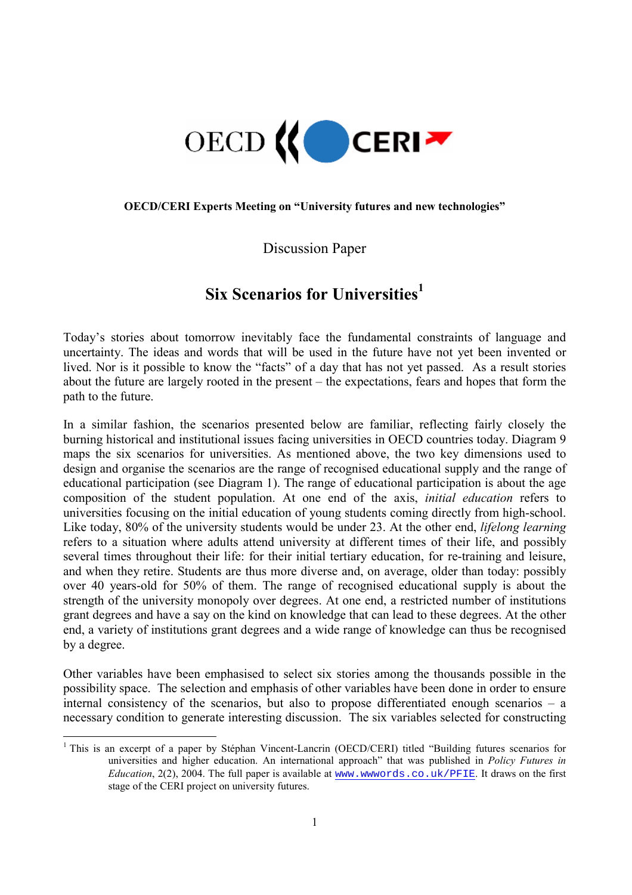**OECD/CERI Experts Meeting on "University futures and new technologies"**

Discussion Paper

# Six Scenarios for Universities[1]

Today's stories about tomorrow inevitably face the fundamental constraints of language and uncertainty. The ideas and words that will be used in the future have not yet been invented or lived. Nor is it possible to know the "facts" of a day that has not yet passed. As a result stories about the future are largely rooted in the present – the expectations, fears and hopes that form the path to the future.

In a similar fashion, the scenarios presented below are familiar, reflecting fairly closely the burning historical and institutional issues facing universities in OECD countries today. Diagram 9 maps the six scenarios for universities. As mentioned above, the two key dimensions used to design and organise the scenarios are the range of recognised educational supply and the range of educational participation (see Diagram 1). The range of educational participation is about the age composition of the student population. At one end of the axis, *initial education* refers to universities focusing on the initial education of young students coming directly from high-school. Like today, 80% of the university students would be under 23. At the other end, *lifelong learning* refers to a situation where adults attend university at different times of their life, and possibly several times throughout their life: for their initial tertiary education, for re-training and leisure, and when they retire. Students are thus more diverse and, on average, older than today: possibly over 40 years-old for 50% of them. The range of recognised educational supply is about the strength of the university monopoly over degrees. At one end, a restricted number of institutions grant degrees and have a say on the kind on knowledge that can lead to these degrees. At the other end, a variety of institutions grant degrees and a wide range of knowledge can thus be recognised by a degree.

Other variables have been emphasised to select six stories among the thousands possible in the possibility space. The selection and emphasis of other variables have been done in order to ensure internal consistency of the scenarios, but also to propose differentiated enough scenarios – a necessary condition to generate interesting discussion. The six variables selected for constructing

---

[1] This is an excerpt of a paper by Stéphan Vincent-Lancrin (OECD/CERI) titled "Building futures scenarios for universities and higher education. An international approach" that was published in *Policy Futures in Education*, 2(2), 2004. The full paper is available at www.wwwords.co.uk/PFIE. It draws on the first stage of the CERI project on university futures.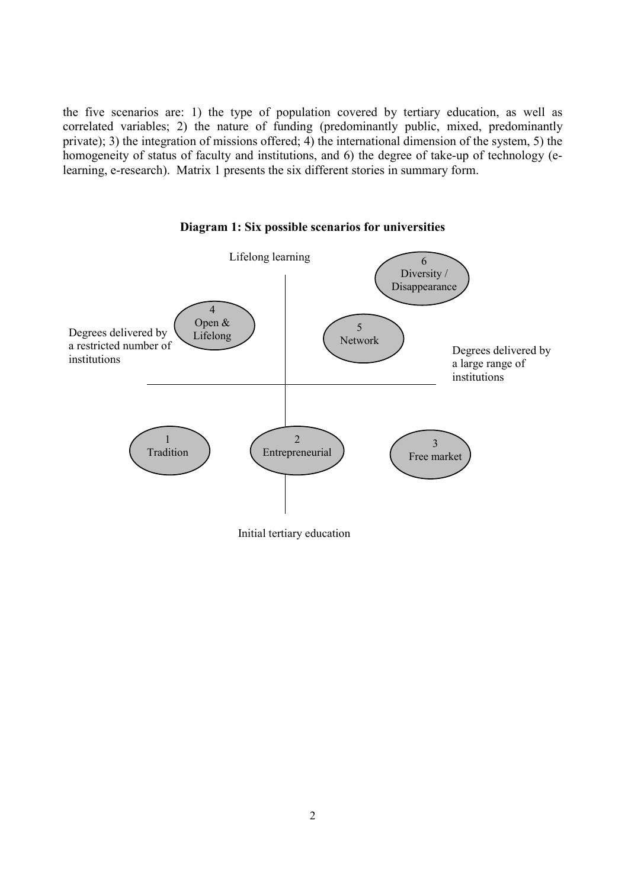the five scenarios are: 1) the type of population covered by tertiary education, as well as correlated variables; 2) the nature of funding (predominantly public, mixed, predominantly private); 3) the integration of missions offered; 4) the international dimension of the system, 5) the homogeneity of status of faculty and institutions, and 6) the degree of take-up of technology (e-learning, e-research). Matrix 1 presents the six different stories in summary form.

**Diagram 1: Six possible scenarios for universities**

Lifelong learning

Degrees delivered by a restricted number of institutions

Degrees delivered by a large range of institutions

4 Open & Lifelong

5 Network

6 Diversity / Disappearance

1 Tradition

2 Entrepreneurial

3 Free market

Initial tertiary education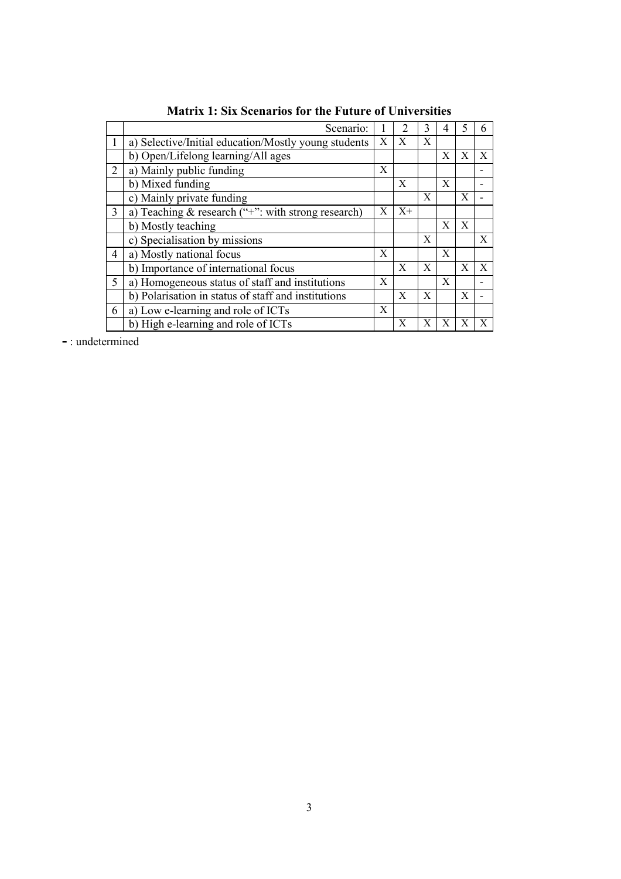**Matrix 1: Six Scenarios for the Future of Universities**

| | Scenario: | 1 | 2 | 3 | 4 | 5 | 6 |
|---|---|---|---|---|---|---|---|
| 1 | a) Selective/Initial education/Mostly young students | X | X | X | | | |
| | b) Open/Lifelong learning/All ages | | | | X | X | X |
| 2 | a) Mainly public funding | X | | | | | - |
| | b) Mixed funding | | X | | X | | - |
| | c) Mainly private funding | | | X | | X | - |
| 3 | a) Teaching & research ("+": with strong research) | X | X+ | | | | |
| | b) Mostly teaching | | | | X | X | |
| | c) Specialisation by missions | | | X | | | X |
| 4 | a) Mostly national focus | X | | | X | | |
| | b) Importance of international focus | | X | X | | X | X |
| 5 | a) Homogeneous status of staff and institutions | X | | | X | | - |
| | b) Polarisation in status of staff and institutions | | X | X | | X | - |
| 6 | a) Low e-learning and role of ICTs | X | | | | | |
| | b) High e-learning and role of ICTs | | X | X | X | X | X |

**-** : undetermined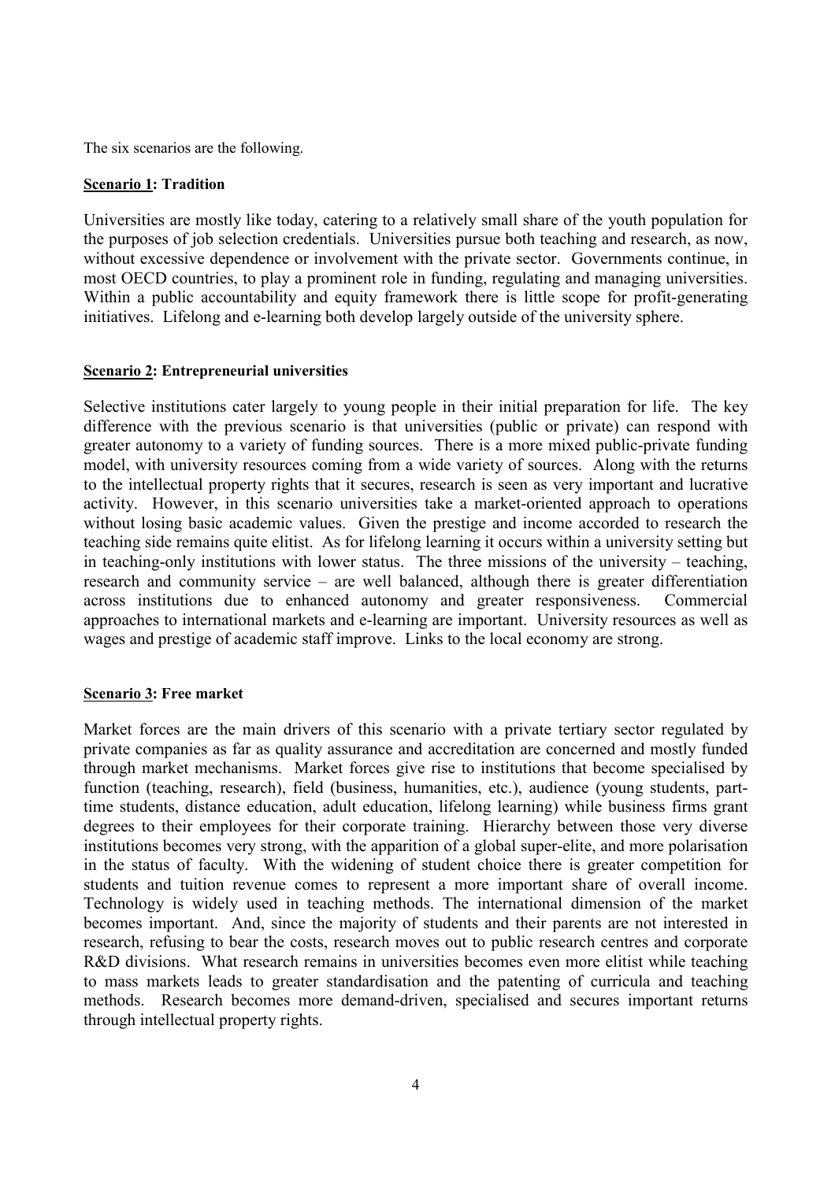The six scenarios are the following.

**<u>Scenario 1</u>: Tradition**

Universities are mostly like today, catering to a relatively small share of the youth population for the purposes of job selection credentials. Universities pursue both teaching and research, as now, without excessive dependence or involvement with the private sector. Governments continue, in most OECD countries, to play a prominent role in funding, regulating and managing universities. Within a public accountability and equity framework there is little scope for profit-generating initiatives. Lifelong and e-learning both develop largely outside of the university sphere.

**<u>Scenario 2</u>: Entrepreneurial universities**

Selective institutions cater largely to young people in their initial preparation for life. The key difference with the previous scenario is that universities (public or private) can respond with greater autonomy to a variety of funding sources. There is a more mixed public-private funding model, with university resources coming from a wide variety of sources. Along with the returns to the intellectual property rights that it secures, research is seen as very important and lucrative activity. However, in this scenario universities take a market-oriented approach to operations without losing basic academic values. Given the prestige and income accorded to research the teaching side remains quite elitist. As for lifelong learning it occurs within a university setting but in teaching-only institutions with lower status. The three missions of the university – teaching, research and community service – are well balanced, although there is greater differentiation across institutions due to enhanced autonomy and greater responsiveness. Commercial approaches to international markets and e-learning are important. University resources as well as wages and prestige of academic staff improve. Links to the local economy are strong.

**<u>Scenario 3</u>: Free market**

Market forces are the main drivers of this scenario with a private tertiary sector regulated by private companies as far as quality assurance and accreditation are concerned and mostly funded through market mechanisms. Market forces give rise to institutions that become specialised by function (teaching, research), field (business, humanities, etc.), audience (young students, part-time students, distance education, adult education, lifelong learning) while business firms grant degrees to their employees for their corporate training. Hierarchy between those very diverse institutions becomes very strong, with the apparition of a global super-elite, and more polarisation in the status of faculty. With the widening of student choice there is greater competition for students and tuition revenue comes to represent a more important share of overall income. Technology is widely used in teaching methods. The international dimension of the market becomes important. And, since the majority of students and their parents are not interested in research, refusing to bear the costs, research moves out to public research centres and corporate R&D divisions. What research remains in universities becomes even more elitist while teaching to mass markets leads to greater standardisation and the patenting of curricula and teaching methods. Research becomes more demand-driven, specialised and secures important returns through intellectual property rights.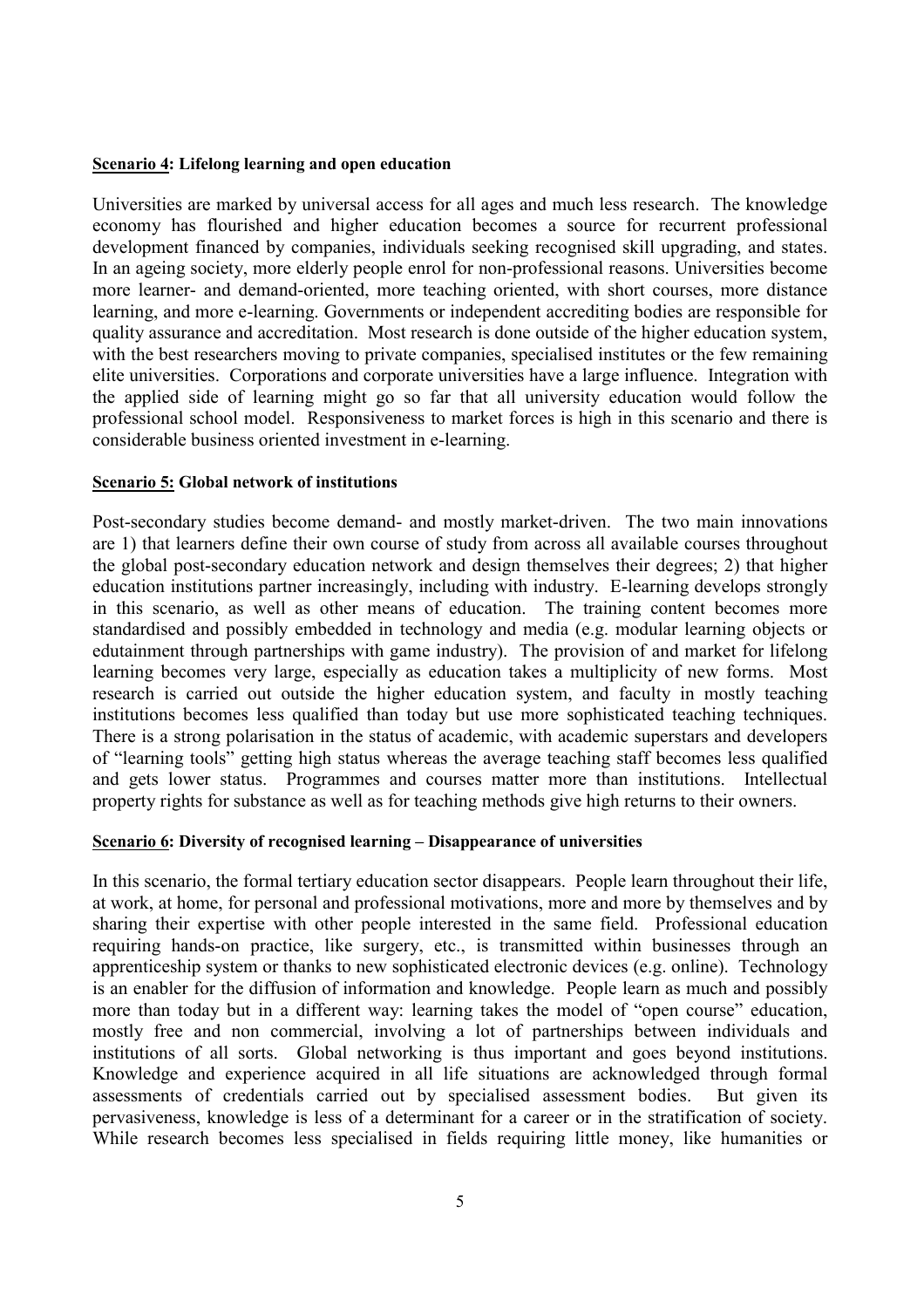**<u>Scenario 4</u>: Lifelong learning and open education**

Universities are marked by universal access for all ages and much less research. The knowledge economy has flourished and higher education becomes a source for recurrent professional development financed by companies, individuals seeking recognised skill upgrading, and states. In an ageing society, more elderly people enrol for non-professional reasons. Universities become more learner- and demand-oriented, more teaching oriented, with short courses, more distance learning, and more e-learning. Governments or independent accrediting bodies are responsible for quality assurance and accreditation. Most research is done outside of the higher education system, with the best researchers moving to private companies, specialised institutes or the few remaining elite universities. Corporations and corporate universities have a large influence. Integration with the applied side of learning might go so far that all university education would follow the professional school model. Responsiveness to market forces is high in this scenario and there is considerable business oriented investment in e-learning.

**<u>Scenario 5:</u> Global network of institutions**

Post-secondary studies become demand- and mostly market-driven. The two main innovations are 1) that learners define their own course of study from across all available courses throughout the global post-secondary education network and design themselves their degrees; 2) that higher education institutions partner increasingly, including with industry. E-learning develops strongly in this scenario, as well as other means of education. The training content becomes more standardised and possibly embedded in technology and media (e.g. modular learning objects or edutainment through partnerships with game industry). The provision of and market for lifelong learning becomes very large, especially as education takes a multiplicity of new forms. Most research is carried out outside the higher education system, and faculty in mostly teaching institutions becomes less qualified than today but use more sophisticated teaching techniques. There is a strong polarisation in the status of academic, with academic superstars and developers of "learning tools" getting high status whereas the average teaching staff becomes less qualified and gets lower status. Programmes and courses matter more than institutions. Intellectual property rights for substance as well as for teaching methods give high returns to their owners.

**<u>Scenario 6</u>: Diversity of recognised learning – Disappearance of universities**

In this scenario, the formal tertiary education sector disappears. People learn throughout their life, at work, at home, for personal and professional motivations, more and more by themselves and by sharing their expertise with other people interested in the same field. Professional education requiring hands-on practice, like surgery, etc., is transmitted within businesses through an apprenticeship system or thanks to new sophisticated electronic devices (e.g. online). Technology is an enabler for the diffusion of information and knowledge. People learn as much and possibly more than today but in a different way: learning takes the model of "open course" education, mostly free and non commercial, involving a lot of partnerships between individuals and institutions of all sorts. Global networking is thus important and goes beyond institutions. Knowledge and experience acquired in all life situations are acknowledged through formal assessments of credentials carried out by specialised assessment bodies. But given its pervasiveness, knowledge is less of a determinant for a career or in the stratification of society. While research becomes less specialised in fields requiring little money, like humanities or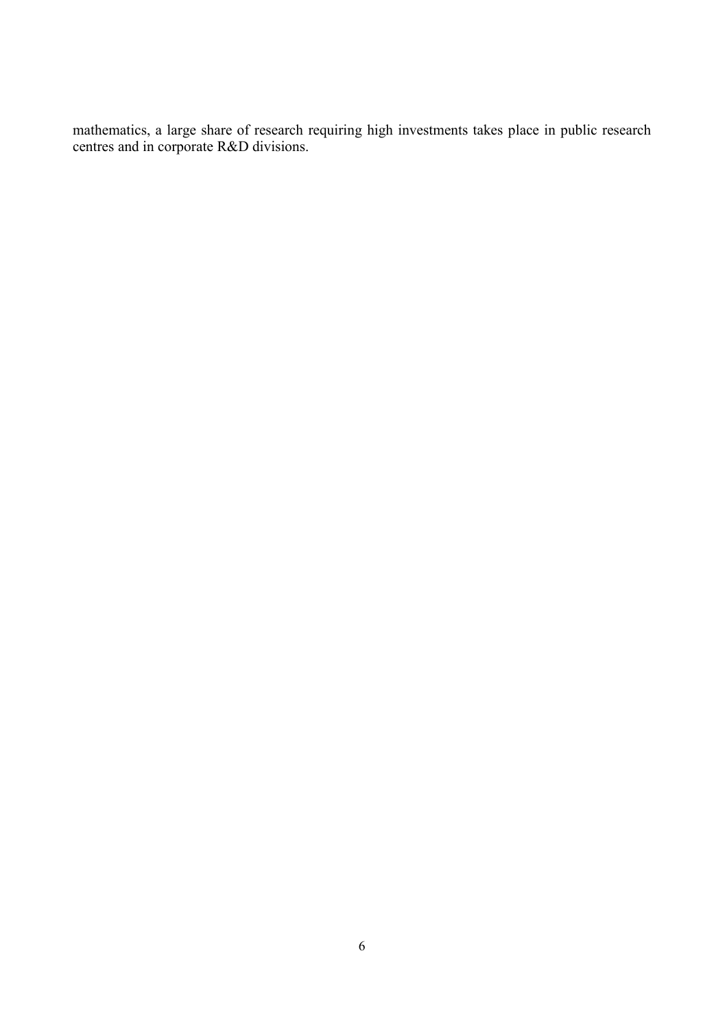mathematics, a large share of research requiring high investments takes place in public research centres and in corporate R&D divisions.